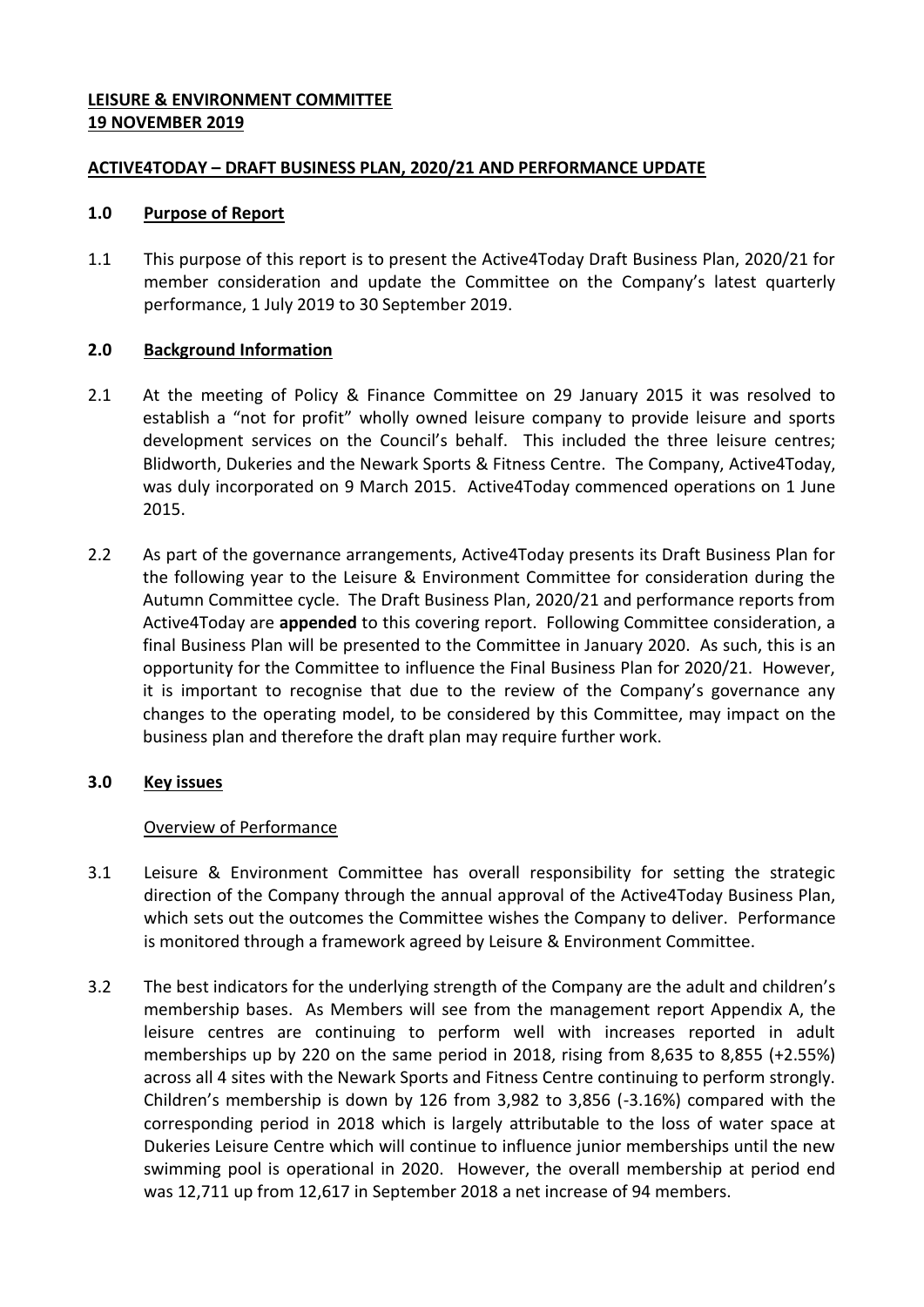**LEISURE & ENVIRONMENT COMMITTEE**
**19 NOVEMBER 2019**

**ACTIVE4TODAY – DRAFT BUSINESS PLAN, 2020/21 AND PERFORMANCE UPDATE**

## 1.0 Purpose of Report

1.1 This purpose of this report is to present the Active4Today Draft Business Plan, 2020/21 for member consideration and update the Committee on the Company's latest quarterly performance, 1 July 2019 to 30 September 2019.

## 2.0 Background Information

2.1 At the meeting of Policy & Finance Committee on 29 January 2015 it was resolved to establish a "not for profit" wholly owned leisure company to provide leisure and sports development services on the Council's behalf. This included the three leisure centres; Blidworth, Dukeries and the Newark Sports & Fitness Centre. The Company, Active4Today, was duly incorporated on 9 March 2015. Active4Today commenced operations on 1 June 2015.

2.2 As part of the governance arrangements, Active4Today presents its Draft Business Plan for the following year to the Leisure & Environment Committee for consideration during the Autumn Committee cycle. The Draft Business Plan, 2020/21 and performance reports from Active4Today are **appended** to this covering report. Following Committee consideration, a final Business Plan will be presented to the Committee in January 2020. As such, this is an opportunity for the Committee to influence the Final Business Plan for 2020/21. However, it is important to recognise that due to the review of the Company's governance any changes to the operating model, to be considered by this Committee, may impact on the business plan and therefore the draft plan may require further work.

## 3.0 Key issues

### Overview of Performance

3.1 Leisure & Environment Committee has overall responsibility for setting the strategic direction of the Company through the annual approval of the Active4Today Business Plan, which sets out the outcomes the Committee wishes the Company to deliver. Performance is monitored through a framework agreed by Leisure & Environment Committee.

3.2 The best indicators for the underlying strength of the Company are the adult and children's membership bases. As Members will see from the management report Appendix A, the leisure centres are continuing to perform well with increases reported in adult memberships up by 220 on the same period in 2018, rising from 8,635 to 8,855 (+2.55%) across all 4 sites with the Newark Sports and Fitness Centre continuing to perform strongly. Children's membership is down by 126 from 3,982 to 3,856 (-3.16%) compared with the corresponding period in 2018 which is largely attributable to the loss of water space at Dukeries Leisure Centre which will continue to influence junior memberships until the new swimming pool is operational in 2020. However, the overall membership at period end was 12,711 up from 12,617 in September 2018 a net increase of 94 members.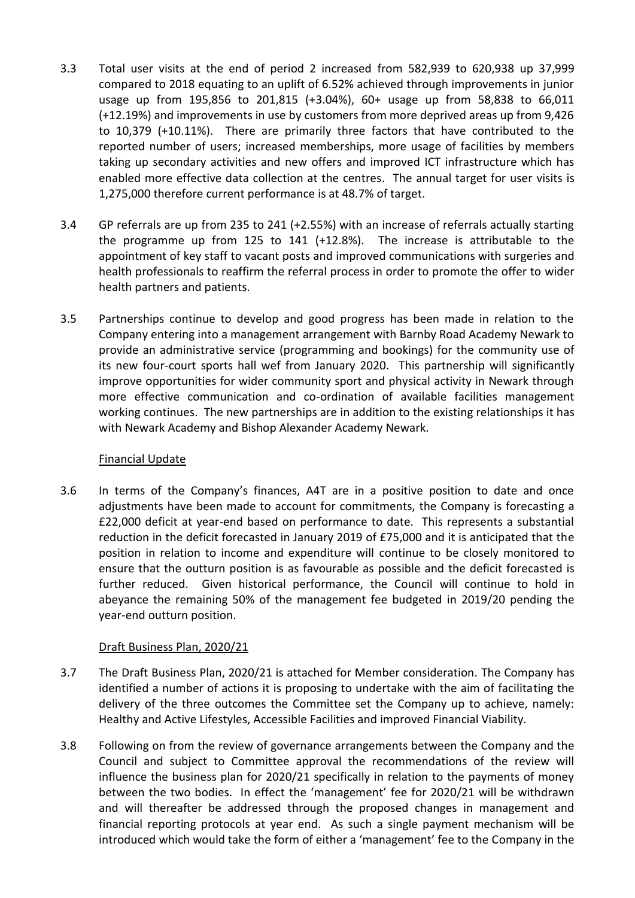3.3 Total user visits at the end of period 2 increased from 582,939 to 620,938 up 37,999 compared to 2018 equating to an uplift of 6.52% achieved through improvements in junior usage up from 195,856 to 201,815 (+3.04%), 60+ usage up from 58,838 to 66,011 (+12.19%) and improvements in use by customers from more deprived areas up from 9,426 to 10,379 (+10.11%). There are primarily three factors that have contributed to the reported number of users; increased memberships, more usage of facilities by members taking up secondary activities and new offers and improved ICT infrastructure which has enabled more effective data collection at the centres. The annual target for user visits is 1,275,000 therefore current performance is at 48.7% of target.

3.4 GP referrals are up from 235 to 241 (+2.55%) with an increase of referrals actually starting the programme up from 125 to 141 (+12.8%). The increase is attributable to the appointment of key staff to vacant posts and improved communications with surgeries and health professionals to reaffirm the referral process in order to promote the offer to wider health partners and patients.

3.5 Partnerships continue to develop and good progress has been made in relation to the Company entering into a management arrangement with Barnby Road Academy Newark to provide an administrative service (programming and bookings) for the community use of its new four-court sports hall wef from January 2020. This partnership will significantly improve opportunities for wider community sport and physical activity in Newark through more effective communication and co-ordination of available facilities management working continues. The new partnerships are in addition to the existing relationships it has with Newark Academy and Bishop Alexander Academy Newark.

## Financial Update

3.6 In terms of the Company's finances, A4T are in a positive position to date and once adjustments have been made to account for commitments, the Company is forecasting a £22,000 deficit at year-end based on performance to date. This represents a substantial reduction in the deficit forecasted in January 2019 of £75,000 and it is anticipated that the position in relation to income and expenditure will continue to be closely monitored to ensure that the outturn position is as favourable as possible and the deficit forecasted is further reduced. Given historical performance, the Council will continue to hold in abeyance the remaining 50% of the management fee budgeted in 2019/20 pending the year-end outturn position.

## Draft Business Plan, 2020/21

3.7 The Draft Business Plan, 2020/21 is attached for Member consideration. The Company has identified a number of actions it is proposing to undertake with the aim of facilitating the delivery of the three outcomes the Committee set the Company up to achieve, namely: Healthy and Active Lifestyles, Accessible Facilities and improved Financial Viability.

3.8 Following on from the review of governance arrangements between the Company and the Council and subject to Committee approval the recommendations of the review will influence the business plan for 2020/21 specifically in relation to the payments of money between the two bodies. In effect the 'management' fee for 2020/21 will be withdrawn and will thereafter be addressed through the proposed changes in management and financial reporting protocols at year end. As such a single payment mechanism will be introduced which would take the form of either a 'management' fee to the Company in the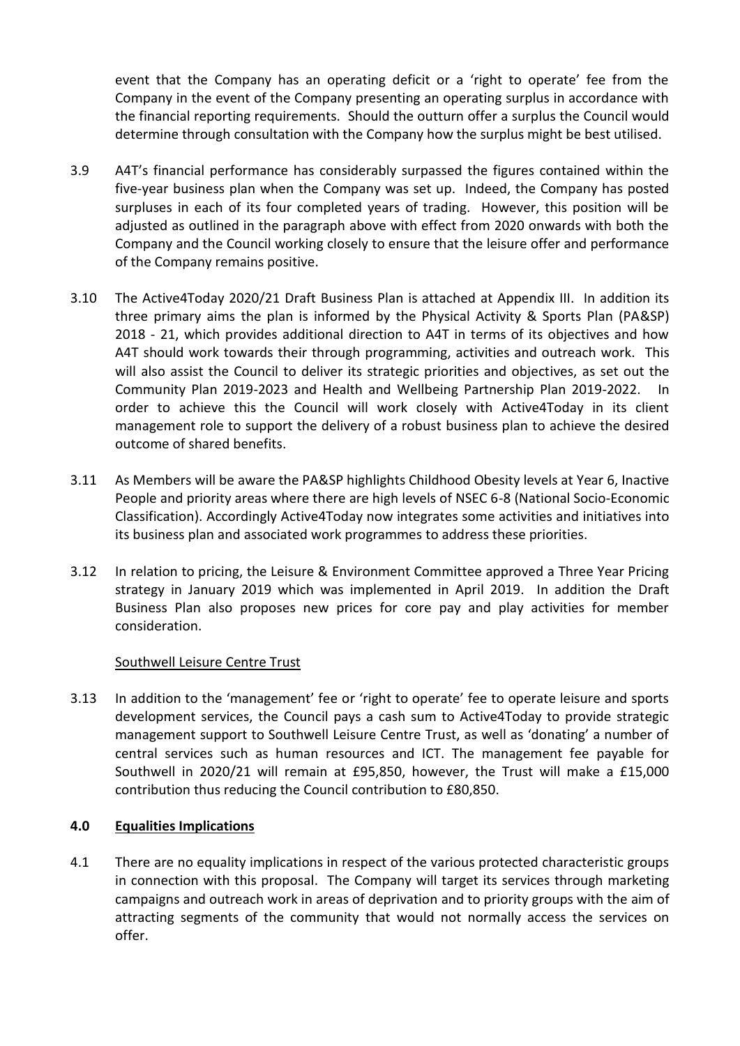event that the Company has an operating deficit or a 'right to operate' fee from the Company in the event of the Company presenting an operating surplus in accordance with the financial reporting requirements. Should the outturn offer a surplus the Council would determine through consultation with the Company how the surplus might be best utilised.

3.9 A4T's financial performance has considerably surpassed the figures contained within the five-year business plan when the Company was set up. Indeed, the Company has posted surpluses in each of its four completed years of trading. However, this position will be adjusted as outlined in the paragraph above with effect from 2020 onwards with both the Company and the Council working closely to ensure that the leisure offer and performance of the Company remains positive.

3.10 The Active4Today 2020/21 Draft Business Plan is attached at Appendix III. In addition its three primary aims the plan is informed by the Physical Activity & Sports Plan (PA&SP) 2018 - 21, which provides additional direction to A4T in terms of its objectives and how A4T should work towards their through programming, activities and outreach work. This will also assist the Council to deliver its strategic priorities and objectives, as set out the Community Plan 2019-2023 and Health and Wellbeing Partnership Plan 2019-2022. In order to achieve this the Council will work closely with Active4Today in its client management role to support the delivery of a robust business plan to achieve the desired outcome of shared benefits.

3.11 As Members will be aware the PA&SP highlights Childhood Obesity levels at Year 6, Inactive People and priority areas where there are high levels of NSEC 6-8 (National Socio-Economic Classification). Accordingly Active4Today now integrates some activities and initiatives into its business plan and associated work programmes to address these priorities.

3.12 In relation to pricing, the Leisure & Environment Committee approved a Three Year Pricing strategy in January 2019 which was implemented in April 2019. In addition the Draft Business Plan also proposes new prices for core pay and play activities for member consideration.

Southwell Leisure Centre Trust

3.13 In addition to the 'management' fee or 'right to operate' fee to operate leisure and sports development services, the Council pays a cash sum to Active4Today to provide strategic management support to Southwell Leisure Centre Trust, as well as 'donating' a number of central services such as human resources and ICT. The management fee payable for Southwell in 2020/21 will remain at £95,850, however, the Trust will make a £15,000 contribution thus reducing the Council contribution to £80,850.

## 4.0 Equalities Implications

4.1 There are no equality implications in respect of the various protected characteristic groups in connection with this proposal. The Company will target its services through marketing campaigns and outreach work in areas of deprivation and to priority groups with the aim of attracting segments of the community that would not normally access the services on offer.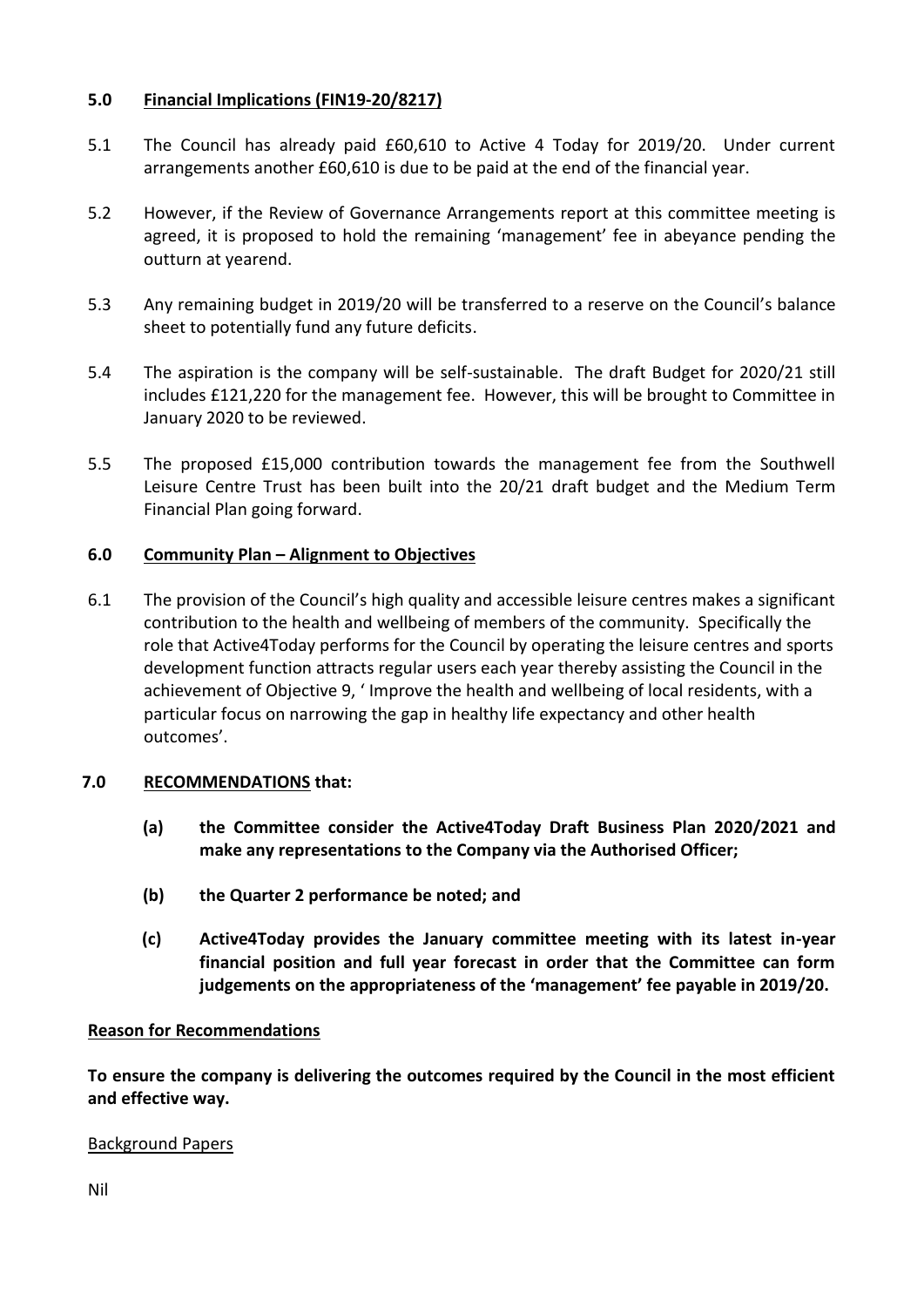## 5.0 Financial Implications (FIN19-20/8217)

5.1 The Council has already paid £60,610 to Active 4 Today for 2019/20. Under current arrangements another £60,610 is due to be paid at the end of the financial year.

5.2 However, if the Review of Governance Arrangements report at this committee meeting is agreed, it is proposed to hold the remaining 'management' fee in abeyance pending the outturn at yearend.

5.3 Any remaining budget in 2019/20 will be transferred to a reserve on the Council's balance sheet to potentially fund any future deficits.

5.4 The aspiration is the company will be self-sustainable. The draft Budget for 2020/21 still includes £121,220 for the management fee. However, this will be brought to Committee in January 2020 to be reviewed.

5.5 The proposed £15,000 contribution towards the management fee from the Southwell Leisure Centre Trust has been built into the 20/21 draft budget and the Medium Term Financial Plan going forward.

## 6.0 Community Plan – Alignment to Objectives

6.1 The provision of the Council's high quality and accessible leisure centres makes a significant contribution to the health and wellbeing of members of the community. Specifically the role that Active4Today performs for the Council by operating the leisure centres and sports development function attracts regular users each year thereby assisting the Council in the achievement of Objective 9, ' Improve the health and wellbeing of local residents, with a particular focus on narrowing the gap in healthy life expectancy and other health outcomes'.

## 7.0 RECOMMENDATIONS that:

**(a) the Committee consider the Active4Today Draft Business Plan 2020/2021 and make any representations to the Company via the Authorised Officer;**

**(b) the Quarter 2 performance be noted; and**

**(c) Active4Today provides the January committee meeting with its latest in-year financial position and full year forecast in order that the Committee can form judgements on the appropriateness of the 'management' fee payable in 2019/20.**

### Reason for Recommendations

**To ensure the company is delivering the outcomes required by the Council in the most efficient and effective way.**

Background Papers

Nil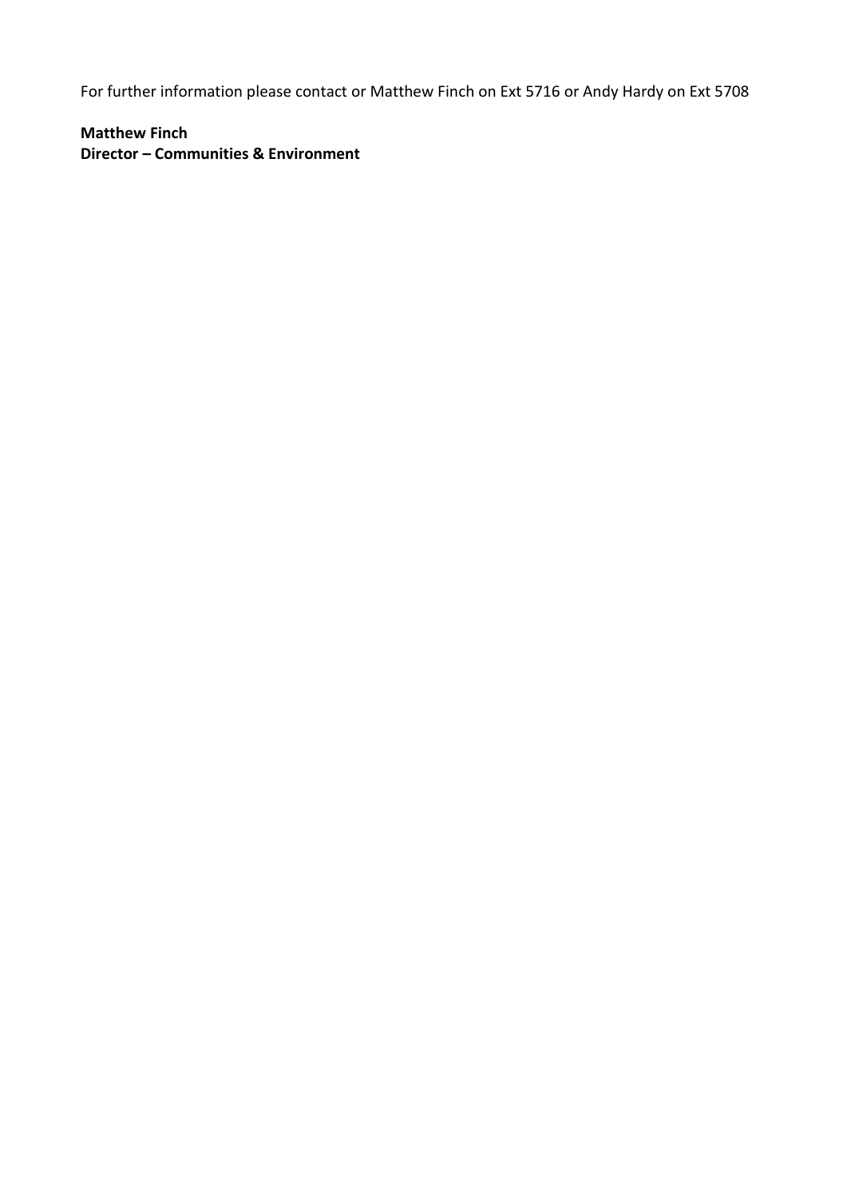For further information please contact or Matthew Finch on Ext 5716 or Andy Hardy on Ext 5708

**Matthew Finch**
**Director – Communities & Environment**